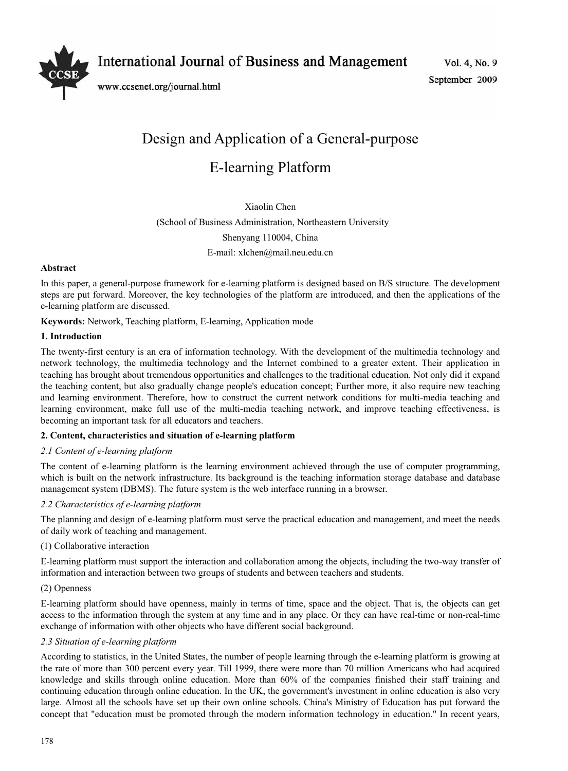# Design and Application of a General-purpose E-learning Platform

Xiaolin Chen

(School of Business Administration, Northeastern University

Shenyang 110004, China

E-mail: xlchen@mail.neu.edu.cn

**Abstract**

In this paper, a general-purpose framework for e-learning platform is designed based on B/S structure. The development steps are put forward. Moreover, the key technologies of the platform are introduced, and then the applications of the e-learning platform are discussed.

**Keywords:** Network, Teaching platform, E-learning, Application mode

## 1. Introduction

The twenty-first century is an era of information technology. With the development of the multimedia technology and network technology, the multimedia technology and the Internet combined to a greater extent. Their application in teaching has brought about tremendous opportunities and challenges to the traditional education. Not only did it expand the teaching content, but also gradually change people's education concept; Further more, it also require new teaching and learning environment. Therefore, how to construct the current network conditions for multi-media teaching and learning environment, make full use of the multi-media teaching network, and improve teaching effectiveness, is becoming an important task for all educators and teachers.

## 2. Content, characteristics and situation of e-learning platform

### *2.1 Content of e-learning platform*

The content of e-learning platform is the learning environment achieved through the use of computer programming, which is built on the network infrastructure. Its background is the teaching information storage database and database management system (DBMS). The future system is the web interface running in a browser.

### *2.2 Characteristics of e-learning platform*

The planning and design of e-learning platform must serve the practical education and management, and meet the needs of daily work of teaching and management.

(1) Collaborative interaction

E-learning platform must support the interaction and collaboration among the objects, including the two-way transfer of information and interaction between two groups of students and between teachers and students.

(2) Openness

E-learning platform should have openness, mainly in terms of time, space and the object. That is, the objects can get access to the information through the system at any time and in any place. Or they can have real-time or non-real-time exchange of information with other objects who have different social background.

### *2.3 Situation of e-learning platform*

According to statistics, in the United States, the number of people learning through the e-learning platform is growing at the rate of more than 300 percent every year. Till 1999, there were more than 70 million Americans who had acquired knowledge and skills through online education. More than 60% of the companies finished their staff training and continuing education through online education. In the UK, the government's investment in online education is also very large. Almost all the schools have set up their own online schools. China's Ministry of Education has put forward the concept that "education must be promoted through the modern information technology in education." In recent years,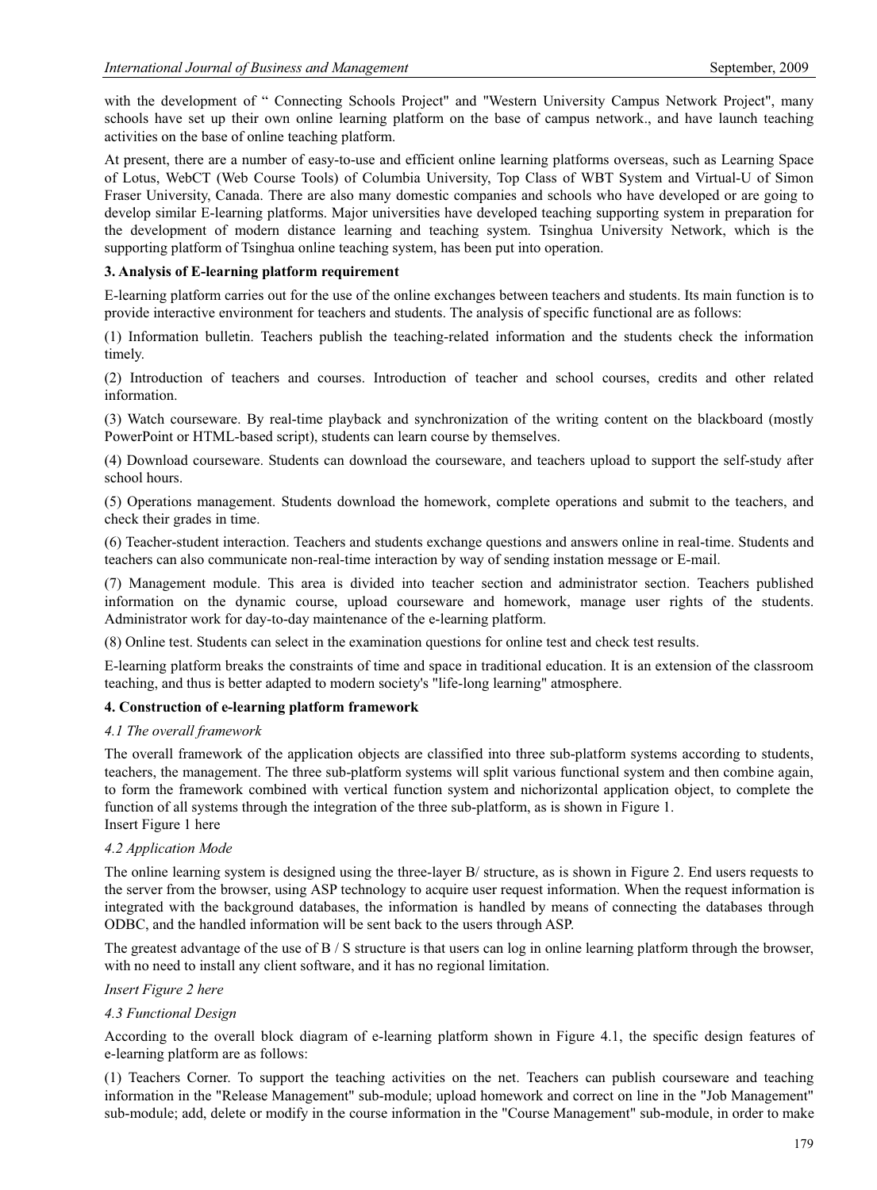with the development of " Connecting Schools Project" and "Western University Campus Network Project", many schools have set up their own online learning platform on the base of campus network., and have launch teaching activities on the base of online teaching platform.

At present, there are a number of easy-to-use and efficient online learning platforms overseas, such as Learning Space of Lotus, WebCT (Web Course Tools) of Columbia University, Top Class of WBT System and Virtual-U of Simon Fraser University, Canada. There are also many domestic companies and schools who have developed or are going to develop similar E-learning platforms. Major universities have developed teaching supporting system in preparation for the development of modern distance learning and teaching system. Tsinghua University Network, which is the supporting platform of Tsinghua online teaching system, has been put into operation.

### 3. Analysis of E-learning platform requirement

E-learning platform carries out for the use of the online exchanges between teachers and students. Its main function is to provide interactive environment for teachers and students. The analysis of specific functional are as follows:

(1) Information bulletin. Teachers publish the teaching-related information and the students check the information timely.

(2) Introduction of teachers and courses. Introduction of teacher and school courses, credits and other related information.

(3) Watch courseware. By real-time playback and synchronization of the writing content on the blackboard (mostly PowerPoint or HTML-based script), students can learn course by themselves.

(4) Download courseware. Students can download the courseware, and teachers upload to support the self-study after school hours.

(5) Operations management. Students download the homework, complete operations and submit to the teachers, and check their grades in time.

(6) Teacher-student interaction. Teachers and students exchange questions and answers online in real-time. Students and teachers can also communicate non-real-time interaction by way of sending instation message or E-mail.

(7) Management module. This area is divided into teacher section and administrator section. Teachers published information on the dynamic course, upload courseware and homework, manage user rights of the students. Administrator work for day-to-day maintenance of the e-learning platform.

(8) Online test. Students can select in the examination questions for online test and check test results.

E-learning platform breaks the constraints of time and space in traditional education. It is an extension of the classroom teaching, and thus is better adapted to modern society's "life-long learning" atmosphere.

### 4. Construction of e-learning platform framework

#### *4.1 The overall framework*

The overall framework of the application objects are classified into three sub-platform systems according to students, teachers, the management. The three sub-platform systems will split various functional system and then combine again, to form the framework combined with vertical function system and nichorizontal application object, to complete the function of all systems through the integration of the three sub-platform, as is shown in Figure 1.

Insert Figure 1 here

#### *4.2 Application Mode*

The online learning system is designed using the three-layer B/ structure, as is shown in Figure 2. End users requests to the server from the browser, using ASP technology to acquire user request information. When the request information is integrated with the background databases, the information is handled by means of connecting the databases through ODBC, and the handled information will be sent back to the users through ASP.

The greatest advantage of the use of B / S structure is that users can log in online learning platform through the browser, with no need to install any client software, and it has no regional limitation.

*Insert Figure 2 here*

#### *4.3 Functional Design*

According to the overall block diagram of e-learning platform shown in Figure 4.1, the specific design features of e-learning platform are as follows:

(1) Teachers Corner. To support the teaching activities on the net. Teachers can publish courseware and teaching information in the "Release Management" sub-module; upload homework and correct on line in the "Job Management" sub-module; add, delete or modify in the course information in the "Course Management" sub-module, in order to make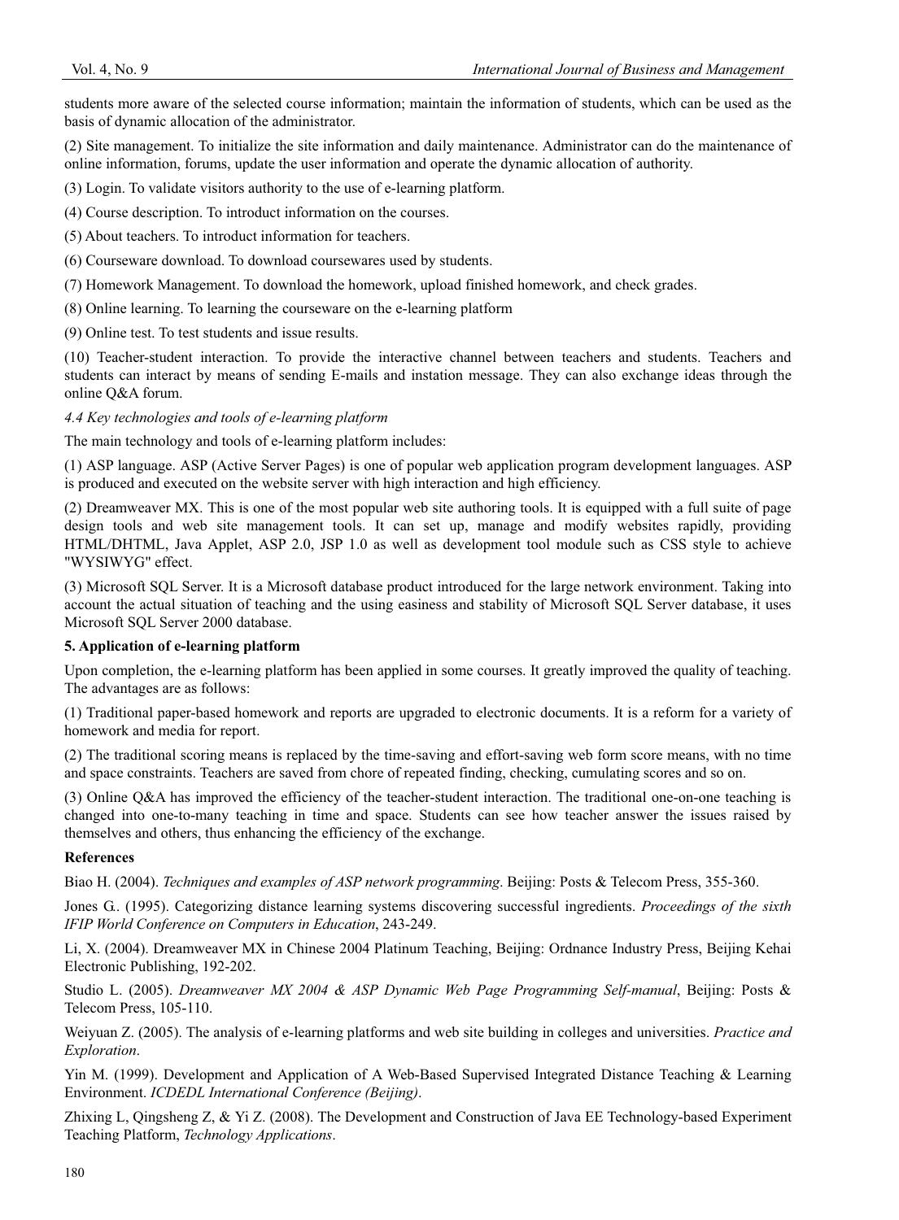students more aware of the selected course information; maintain the information of students, which can be used as the basis of dynamic allocation of the administrator.

(2) Site management. To initialize the site information and daily maintenance. Administrator can do the maintenance of online information, forums, update the user information and operate the dynamic allocation of authority.

(3) Login. To validate visitors authority to the use of e-learning platform.

(4) Course description. To introduct information on the courses.

(5) About teachers. To introduct information for teachers.

(6) Courseware download. To download coursewares used by students.

(7) Homework Management. To download the homework, upload finished homework, and check grades.

(8) Online learning. To learning the courseware on the e-learning platform

(9) Online test. To test students and issue results.

(10) Teacher-student interaction. To provide the interactive channel between teachers and students. Teachers and students can interact by means of sending E-mails and instation message. They can also exchange ideas through the online Q&A forum.

### *4.4 Key technologies and tools of e-learning platform*

The main technology and tools of e-learning platform includes:

(1) ASP language. ASP (Active Server Pages) is one of popular web application program development languages. ASP is produced and executed on the website server with high interaction and high efficiency.

(2) Dreamweaver MX. This is one of the most popular web site authoring tools. It is equipped with a full suite of page design tools and web site management tools. It can set up, manage and modify websites rapidly, providing HTML/DHTML, Java Applet, ASP 2.0, JSP 1.0 as well as development tool module such as CSS style to achieve "WYSIWYG" effect.

(3) Microsoft SQL Server. It is a Microsoft database product introduced for the large network environment. Taking into account the actual situation of teaching and the using easiness and stability of Microsoft SQL Server database, it uses Microsoft SQL Server 2000 database.

## **5. Application of e-learning platform**

Upon completion, the e-learning platform has been applied in some courses. It greatly improved the quality of teaching. The advantages are as follows:

(1) Traditional paper-based homework and reports are upgraded to electronic documents. It is a reform for a variety of homework and media for report.

(2) The traditional scoring means is replaced by the time-saving and effort-saving web form score means, with no time and space constraints. Teachers are saved from chore of repeated finding, checking, cumulating scores and so on.

(3) Online Q&A has improved the efficiency of the teacher-student interaction. The traditional one-on-one teaching is changed into one-to-many teaching in time and space. Students can see how teacher answer the issues raised by themselves and others, thus enhancing the efficiency of the exchange.

## **References**

Biao H. (2004). *Techniques and examples of ASP network programming*. Beijing: Posts & Telecom Press, 355-360.

Jones G. (1995). Categorizing distance learning systems discovering successful ingredients. *Proceedings of the sixth IFIP World Conference on Computers in Education*, 243-249.

Li, X. (2004). Dreamweaver MX in Chinese 2004 Platinum Teaching, Beijing: Ordnance Industry Press, Beijing Kehai Electronic Publishing, 192-202.

Studio L. (2005). *Dreamweaver MX 2004 & ASP Dynamic Web Page Programming Self-manual*, Beijing: Posts & Telecom Press, 105-110.

Weiyuan Z. (2005). The analysis of e-learning platforms and web site building in colleges and universities. *Practice and Exploration*.

Yin M. (1999). Development and Application of A Web-Based Supervised Integrated Distance Teaching & Learning Environment. *ICDEDL International Conference (Beijing)*.

Zhixing L, Qingsheng Z, & Yi Z. (2008). The Development and Construction of Java EE Technology-based Experiment Teaching Platform, *Technology Applications*.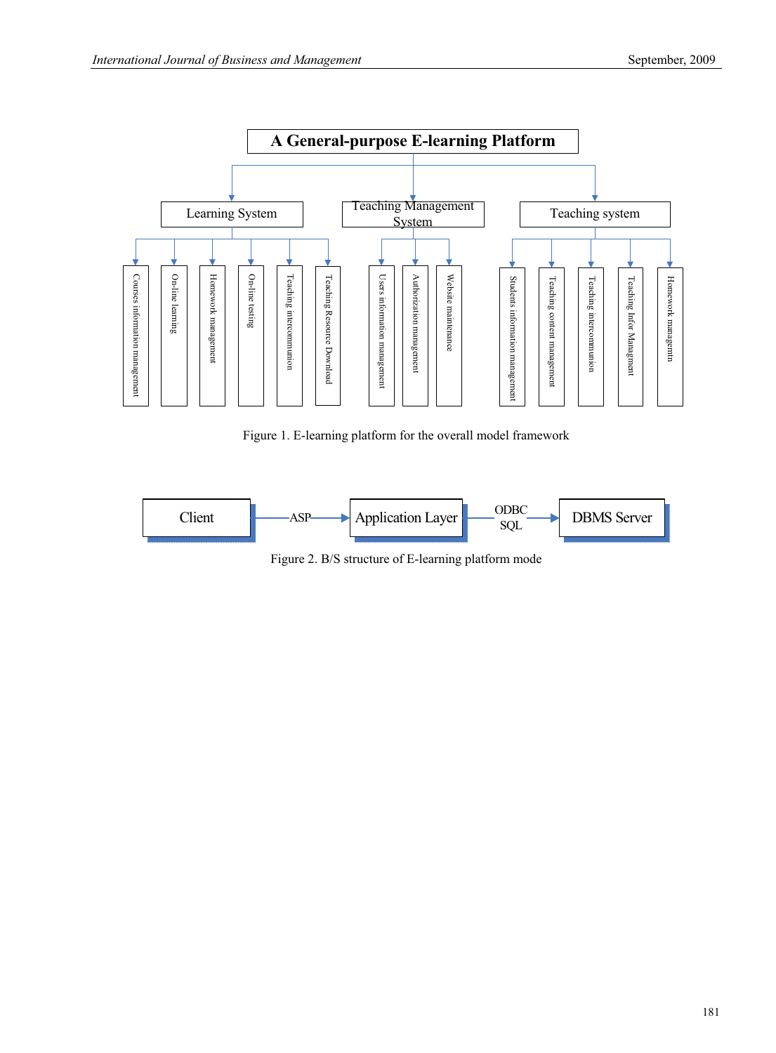A General-purpose E-learning Platform

Learning System

Teaching Management System

Teaching system

Courses information management

On-line learning

Homework management

On-line testing

Teaching intercommunion

Teaching Resource Download

Users information management

Authorization management

Website maintenance

Students information management

Teaching content management

Teaching intercommunion

Teaching Infor Managment

Homework managemtn

Figure 1. E-learning platform for the overall model framework

Client

ASP

Application Layer

ODBC

SQL

DBMS Server

Figure 2. B/S structure of E-learning platform mode